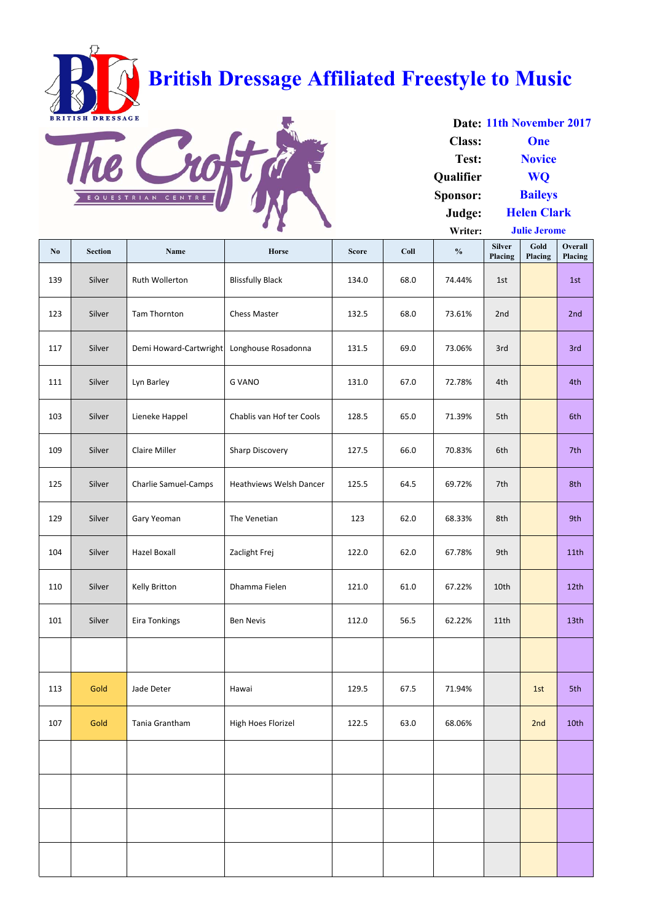# British Dressage Affiliated Freestyle to Music

The Croft Equestrian Centre

**Date:** 11th November 2017
**Class:** One
**Test:** Novice
**Qualifier:** WQ
**Sponsor:** Baileys
**Judge:** Helen Clark
**Writer:** Julie Jerome

| No | Section | Name | Horse | Score | Coll | % | Silver Placing | Gold Placing | Overall Placing |
|---|---|---|---|---|---|---|---|---|---|
| 139 | Silver | Ruth Wollerton | Blissfully Black | 134.0 | 68.0 | 74.44% | 1st | | 1st |
| 123 | Silver | Tam Thornton | Chess Master | 132.5 | 68.0 | 73.61% | 2nd | | 2nd |
| 117 | Silver | Demi Howard-Cartwright | Longhouse Rosadonna | 131.5 | 69.0 | 73.06% | 3rd | | 3rd |
| 111 | Silver | Lyn Barley | G VANO | 131.0 | 67.0 | 72.78% | 4th | | 4th |
| 103 | Silver | Lieneke Happel | Chablis van Hof ter Cools | 128.5 | 65.0 | 71.39% | 5th | | 6th |
| 109 | Silver | Claire Miller | Sharp Discovery | 127.5 | 66.0 | 70.83% | 6th | | 7th |
| 125 | Silver | Charlie Samuel-Camps | Heathviews Welsh Dancer | 125.5 | 64.5 | 69.72% | 7th | | 8th |
| 129 | Silver | Gary Yeoman | The Venetian | 123 | 62.0 | 68.33% | 8th | | 9th |
| 104 | Silver | Hazel Boxall | Zaclight Frej | 122.0 | 62.0 | 67.78% | 9th | | 11th |
| 110 | Silver | Kelly Britton | Dhamma Fielen | 121.0 | 61.0 | 67.22% | 10th | | 12th |
| 101 | Silver | Eira Tonkings | Ben Nevis | 112.0 | 56.5 | 62.22% | 11th | | 13th |
| | | | | | | | | | |
| 113 | Gold | Jade Deter | Hawai | 129.5 | 67.5 | 71.94% | | 1st | 5th |
| 107 | Gold | Tania Grantham | High Hoes Florizel | 122.5 | 63.0 | 68.06% | | 2nd | 10th |
| | | | | | | | | | |
| | | | | | | | | | |
| | | | | | | | | | |
| | | | | | | | | | |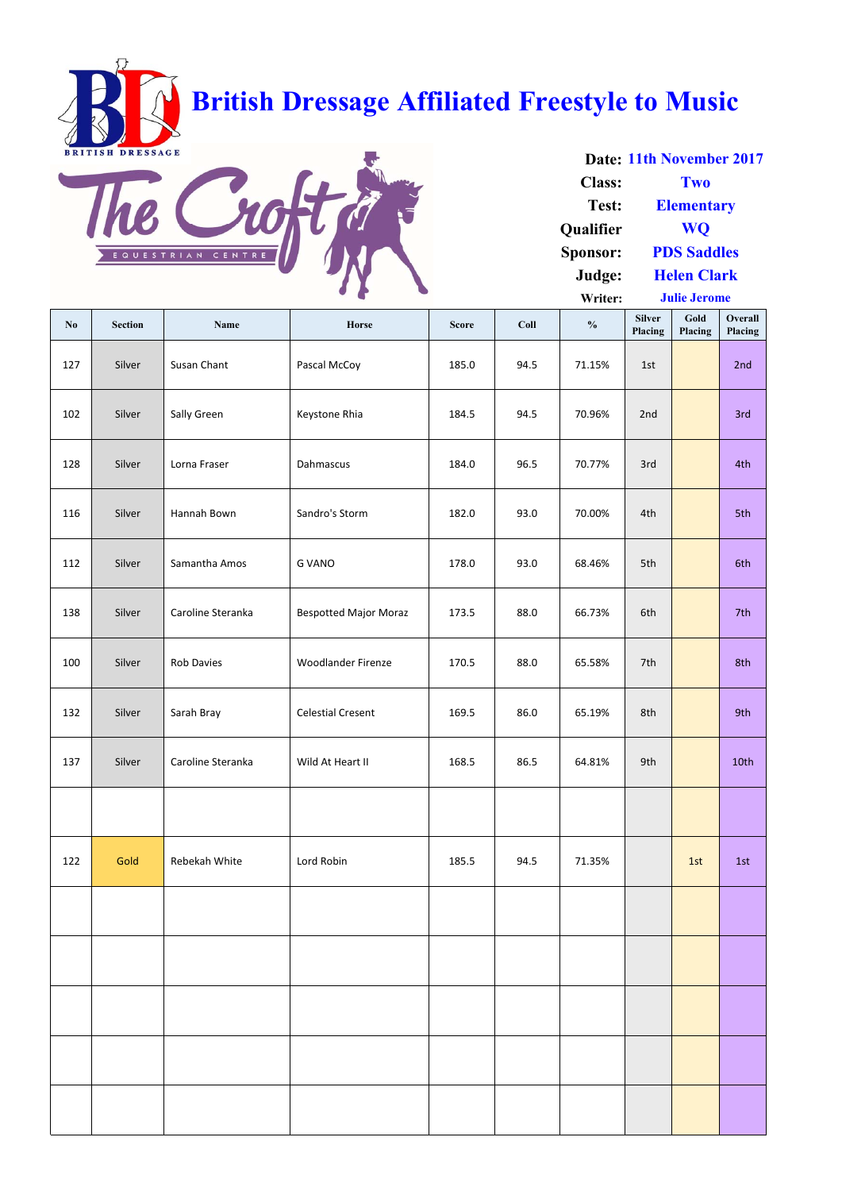# British Dressage Affiliated Freestyle to Music

**Date:** 11th November 2017
**Class:** Two
**Test:** Elementary
**Qualifier** WQ
**Sponsor:** PDS Saddles
**Judge:** Helen Clark
**Writer:** Julie Jerome

| No | Section | Name | Horse | Score | Coll | % | Silver Placing | Gold Placing | Overall Placing |
|---|---|---|---|---|---|---|---|---|---|
| 127 | Silver | Susan Chant | Pascal McCoy | 185.0 | 94.5 | 71.15% | 1st | | 2nd |
| 102 | Silver | Sally Green | Keystone Rhia | 184.5 | 94.5 | 70.96% | 2nd | | 3rd |
| 128 | Silver | Lorna Fraser | Dahmascus | 184.0 | 96.5 | 70.77% | 3rd | | 4th |
| 116 | Silver | Hannah Bown | Sandro's Storm | 182.0 | 93.0 | 70.00% | 4th | | 5th |
| 112 | Silver | Samantha Amos | G VANO | 178.0 | 93.0 | 68.46% | 5th | | 6th |
| 138 | Silver | Caroline Steranka | Bespotted Major Moraz | 173.5 | 88.0 | 66.73% | 6th | | 7th |
| 100 | Silver | Rob Davies | Woodlander Firenze | 170.5 | 88.0 | 65.58% | 7th | | 8th |
| 132 | Silver | Sarah Bray | Celestial Cresent | 169.5 | 86.0 | 65.19% | 8th | | 9th |
| 137 | Silver | Caroline Steranka | Wild At Heart II | 168.5 | 86.5 | 64.81% | 9th | | 10th |
| | | | | | | | | | |
| 122 | Gold | Rebekah White | Lord Robin | 185.5 | 94.5 | 71.35% | | 1st | 1st |
| | | | | | | | | | |
| | | | | | | | | | |
| | | | | | | | | | |
| | | | | | | | | | |
| | | | | | | | | | |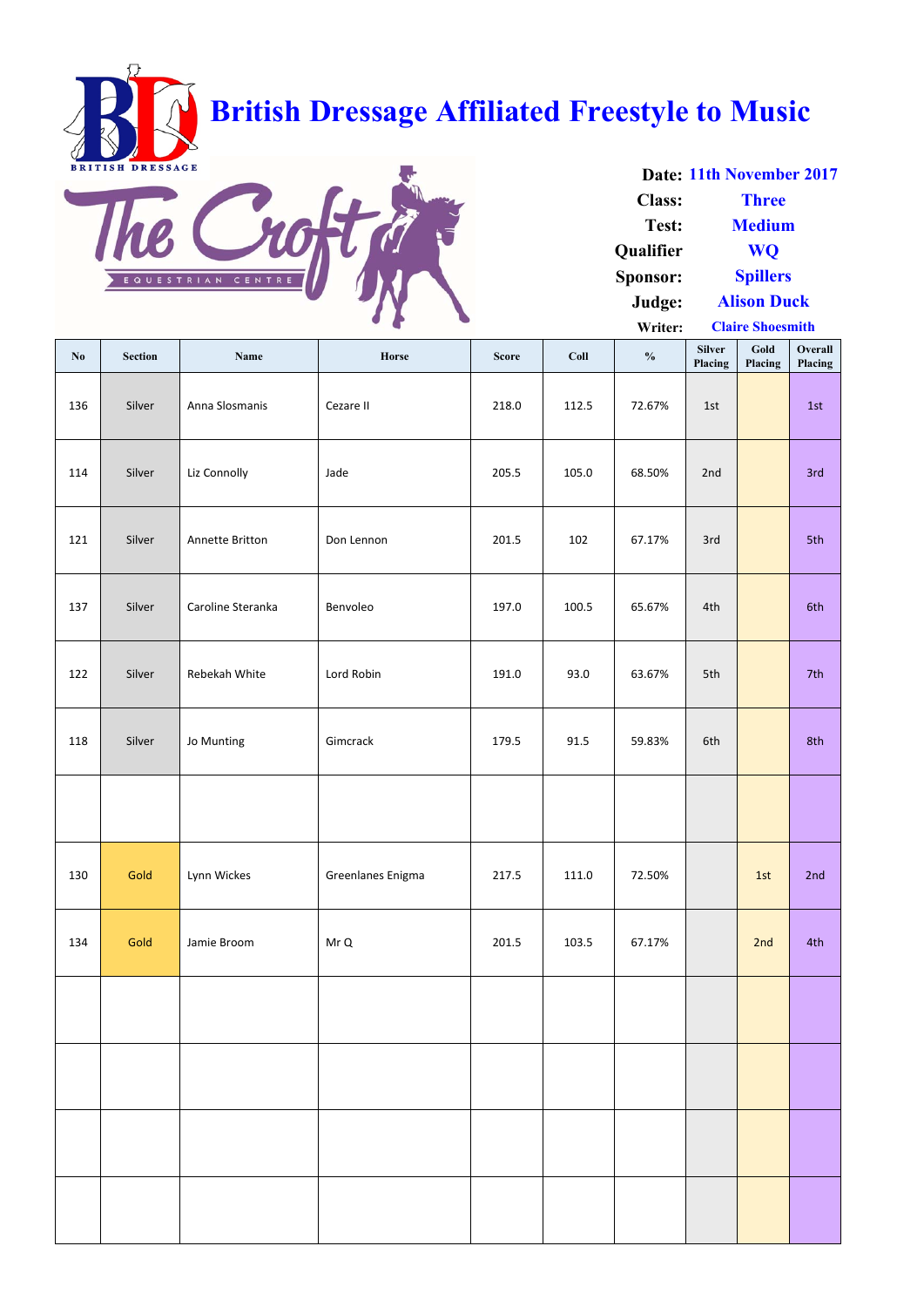# British Dressage Affiliated Freestyle to Music

The Croft Equestrian Centre

**Date:** 11th November 2017
**Class:** Three
**Test:** Medium
**Qualifier** WQ
**Sponsor:** Spillers
**Judge:** Alison Duck
**Writer:** Claire Shoesmith

| No | Section | Name | Horse | Score | Coll | % | Silver Placing | Gold Placing | Overall Placing |
|---|---|---|---|---|---|---|---|---|---|
| 136 | Silver | Anna Slosmanis | Cezare II | 218.0 | 112.5 | 72.67% | 1st | | 1st |
| 114 | Silver | Liz Connolly | Jade | 205.5 | 105.0 | 68.50% | 2nd | | 3rd |
| 121 | Silver | Annette Britton | Don Lennon | 201.5 | 102 | 67.17% | 3rd | | 5th |
| 137 | Silver | Caroline Steranka | Benvoleo | 197.0 | 100.5 | 65.67% | 4th | | 6th |
| 122 | Silver | Rebekah White | Lord Robin | 191.0 | 93.0 | 63.67% | 5th | | 7th |
| 118 | Silver | Jo Munting | Gimcrack | 179.5 | 91.5 | 59.83% | 6th | | 8th |
| | | | | | | | | | |
| 130 | Gold | Lynn Wickes | Greenlanes Enigma | 217.5 | 111.0 | 72.50% | | 1st | 2nd |
| 134 | Gold | Jamie Broom | Mr Q | 201.5 | 103.5 | 67.17% | | 2nd | 4th |
| | | | | | | | | | |
| | | | | | | | | | |
| | | | | | | | | | |
| | | | | | | | | | |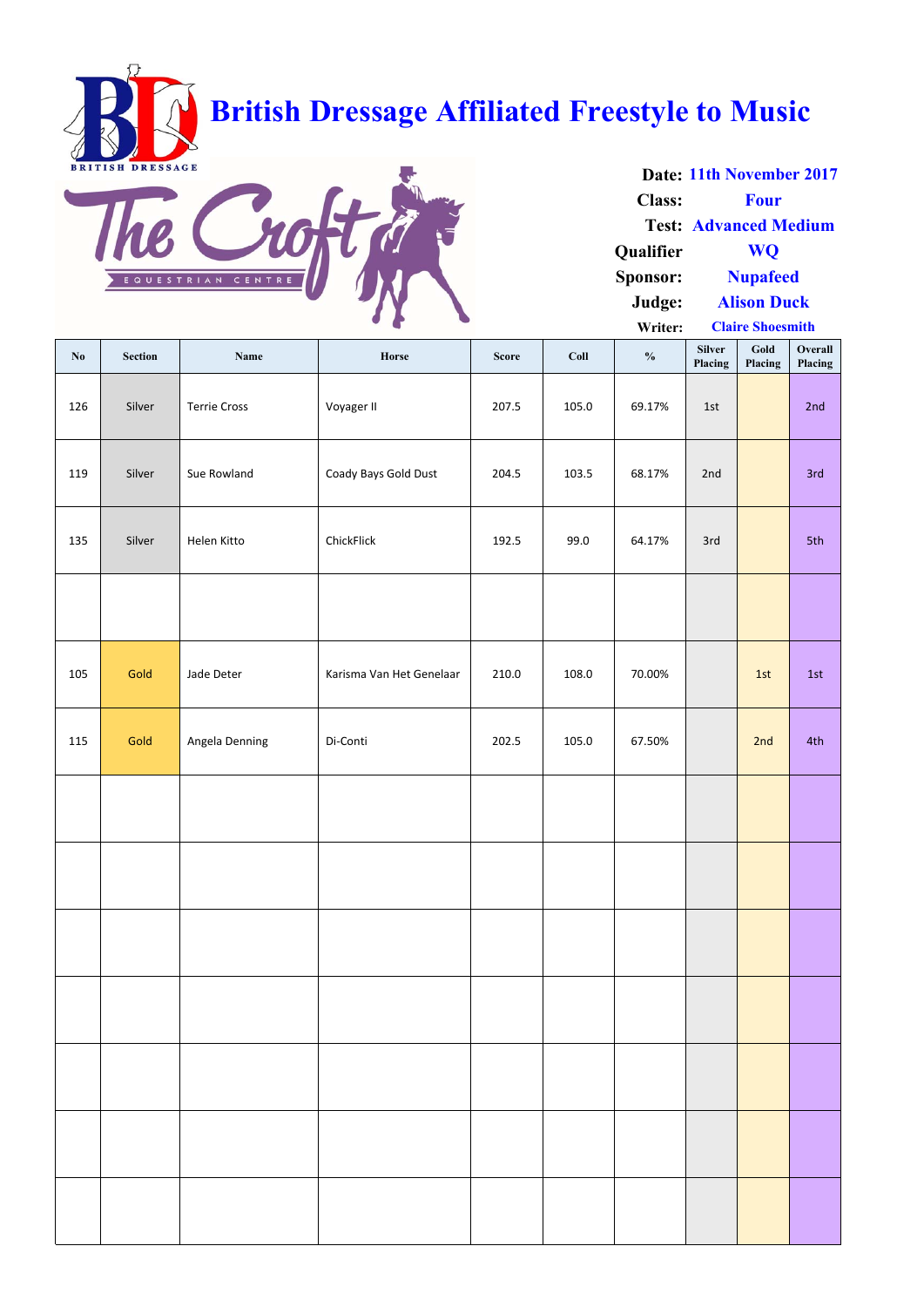# British Dressage Affiliated Freestyle to Music

**Date:** 11th November 2017
**Class:** Four
**Test:** Advanced Medium
**Qualifier** WQ
**Sponsor:** Nupafeed
**Judge:** Alison Duck
**Writer:** Claire Shoesmith

| No | Section | Name | Horse | Score | Coll | % | Silver Placing | Gold Placing | Overall Placing |
|---|---|---|---|---|---|---|---|---|---|
| 126 | Silver | Terrie Cross | Voyager II | 207.5 | 105.0 | 69.17% | 1st | | 2nd |
| 119 | Silver | Sue Rowland | Coady Bays Gold Dust | 204.5 | 103.5 | 68.17% | 2nd | | 3rd |
| 135 | Silver | Helen Kitto | ChickFlick | 192.5 | 99.0 | 64.17% | 3rd | | 5th |
| | | | | | | | | | |
| 105 | Gold | Jade Deter | Karisma Van Het Genelaar | 210.0 | 108.0 | 70.00% | | 1st | 1st |
| 115 | Gold | Angela Denning | Di-Conti | 202.5 | 105.0 | 67.50% | | 2nd | 4th |
| | | | | | | | | | |
| | | | | | | | | | |
| | | | | | | | | | |
| | | | | | | | | | |
| | | | | | | | | | |
| | | | | | | | | | |
| | | | | | | | | | |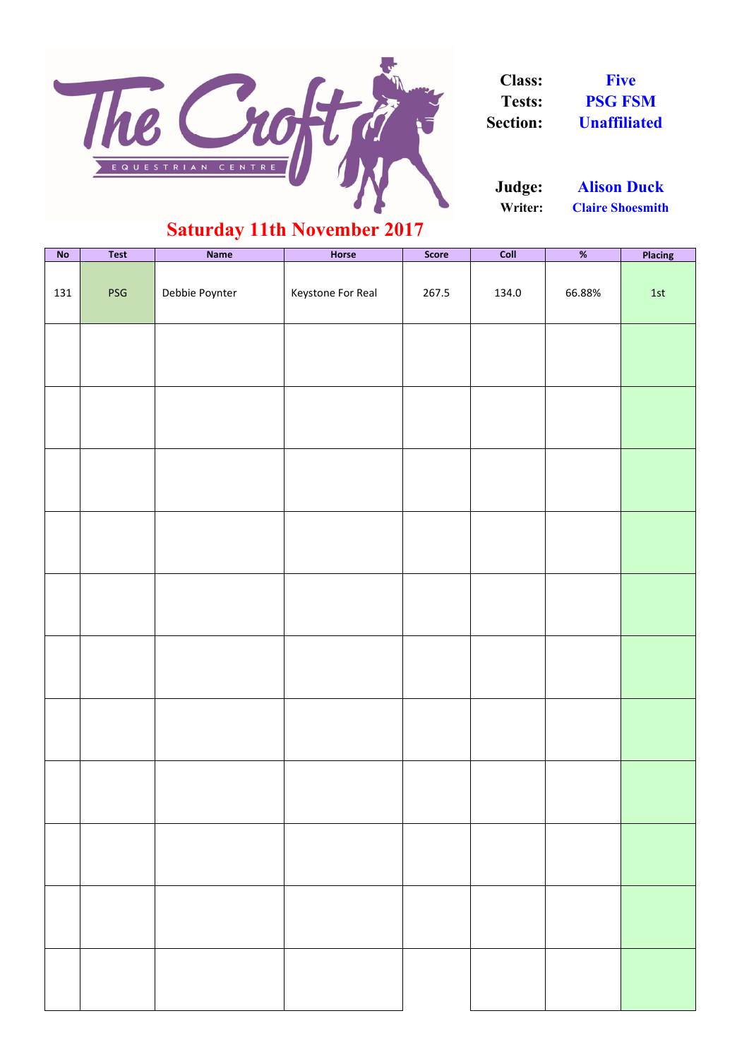The Croft Equestrian Centre

**Class:** Five
**Tests:** PSG FSM
**Section:** Unaffiliated

**Judge:** Alison Duck
**Writer:** Claire Shoesmith

## Saturday 11th November 2017

| No | Test | Name | Horse | Score | Coll | % | Placing |
|---|---|---|---|---|---|---|---|
| 131 | PSG | Debbie Poynter | Keystone For Real | 267.5 | 134.0 | 66.88% | 1st |
| | | | | | | | |
| | | | | | | | |
| | | | | | | | |
| | | | | | | | |
| | | | | | | | |
| | | | | | | | |
| | | | | | | | |
| | | | | | | | |
| | | | | | | | |
| | | | | | | | |
| | | | | | | | |